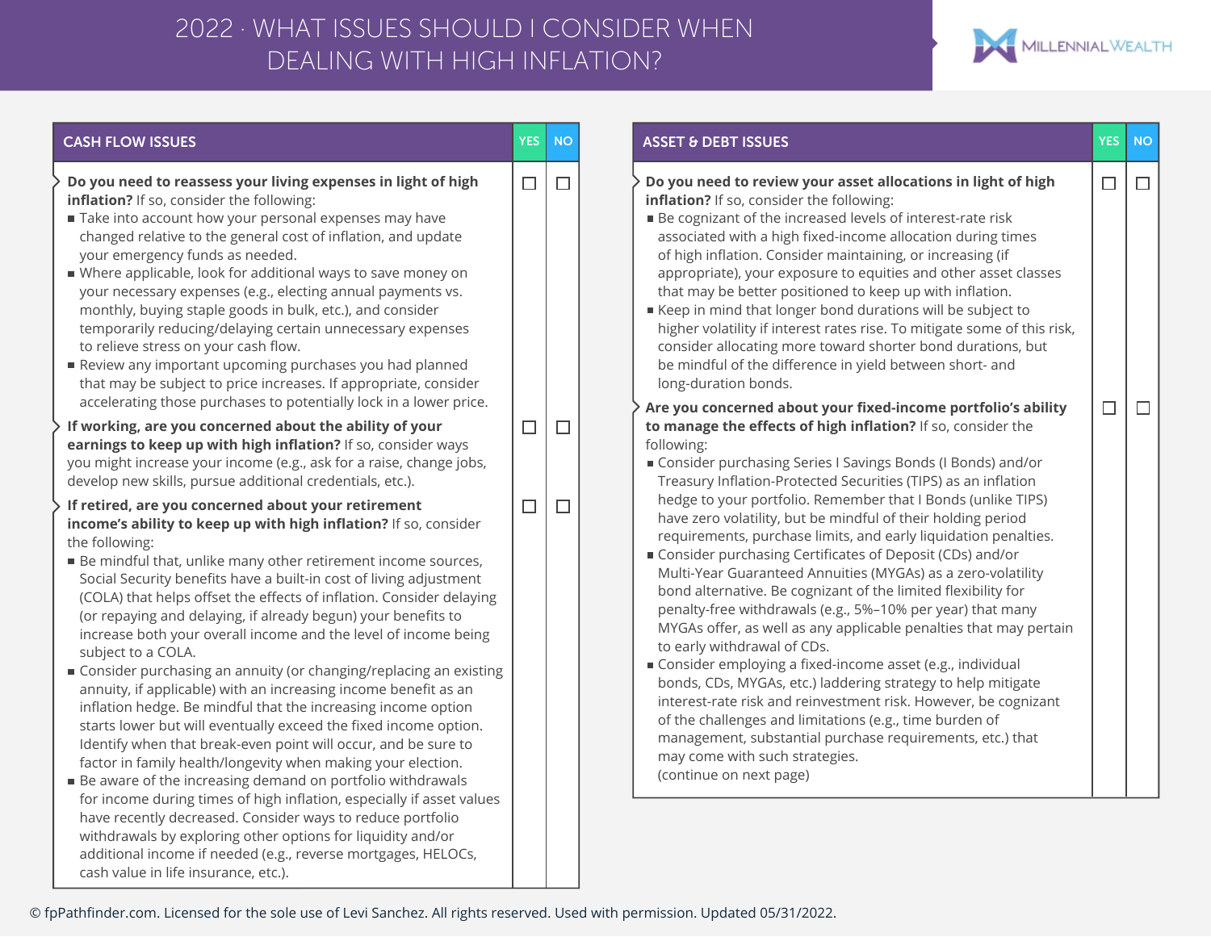# 2022 · WHAT ISSUES SHOULD I CONSIDER WHEN DEALING WITH HIGH INFLATION?

## CASH FLOW ISSUES

| | YES | NO |
|---|---|---|
| **Do you need to reassess your living expenses in light of high inflation?** If so, consider the following:<br>■ Take into account how your personal expenses may have changed relative to the general cost of inflation, and update your emergency funds as needed.<br>■ Where applicable, look for additional ways to save money on your necessary expenses (e.g., electing annual payments vs. monthly, buying staple goods in bulk, etc.), and consider temporarily reducing/delaying certain unnecessary expenses to relieve stress on your cash flow.<br>■ Review any important upcoming purchases you had planned that may be subject to price increases. If appropriate, consider accelerating those purchases to potentially lock in a lower price. | ☐ | ☐ |
| **If working, are you concerned about the ability of your earnings to keep up with high inflation?** If so, consider ways you might increase your income (e.g., ask for a raise, change jobs, develop new skills, pursue additional credentials, etc.). | ☐ | ☐ |
| **If retired, are you concerned about your retirement income's ability to keep up with high inflation?** If so, consider the following:<br>■ Be mindful that, unlike many other retirement income sources, Social Security benefits have a built-in cost of living adjustment (COLA) that helps offset the effects of inflation. Consider delaying (or repaying and delaying, if already begun) your benefits to increase both your overall income and the level of income being subject to a COLA.<br>■ Consider purchasing an annuity (or changing/replacing an existing annuity, if applicable) with an increasing income benefit as an inflation hedge. Be mindful that the increasing income option starts lower but will eventually exceed the fixed income option. Identify when that break-even point will occur, and be sure to factor in family health/longevity when making your election.<br>■ Be aware of the increasing demand on portfolio withdrawals for income during times of high inflation, especially if asset values have recently decreased. Consider ways to reduce portfolio withdrawals by exploring other options for liquidity and/or additional income if needed (e.g., reverse mortgages, HELOCs, cash value in life insurance, etc.). | ☐ | ☐ |

## ASSET & DEBT ISSUES

| | YES | NO |
|---|---|---|
| **Do you need to review your asset allocations in light of high inflation?** If so, consider the following:<br>■ Be cognizant of the increased levels of interest-rate risk associated with a high fixed-income allocation during times of high inflation. Consider maintaining, or increasing (if appropriate), your exposure to equities and other asset classes that may be better positioned to keep up with inflation.<br>■ Keep in mind that longer bond durations will be subject to higher volatility if interest rates rise. To mitigate some of this risk, consider allocating more toward shorter bond durations, but be mindful of the difference in yield between short- and long-duration bonds. | ☐ | ☐ |
| **Are you concerned about your fixed-income portfolio's ability to manage the effects of high inflation?** If so, consider the following:<br>■ Consider purchasing Series I Savings Bonds (I Bonds) and/or Treasury Inflation-Protected Securities (TIPS) as an inflation hedge to your portfolio. Remember that I Bonds (unlike TIPS) have zero volatility, but be mindful of their holding period requirements, purchase limits, and early liquidation penalties.<br>■ Consider purchasing Certificates of Deposit (CDs) and/or Multi-Year Guaranteed Annuities (MYGAs) as a zero-volatility bond alternative. Be cognizant of the limited flexibility for penalty-free withdrawals (e.g., 5%–10% per year) that many MYGAs offer, as well as any applicable penalties that may pertain to early withdrawal of CDs.<br>■ Consider employing a fixed-income asset (e.g., individual bonds, CDs, MYGAs, etc.) laddering strategy to help mitigate interest-rate risk and reinvestment risk. However, be cognizant of the challenges and limitations (e.g., time burden of management, substantial purchase requirements, etc.) that may come with such strategies.<br>(continue on next page) | ☐ | ☐ |

© fpPathfinder.com. Licensed for the sole use of Levi Sanchez. All rights reserved. Used with permission. Updated 05/31/2022.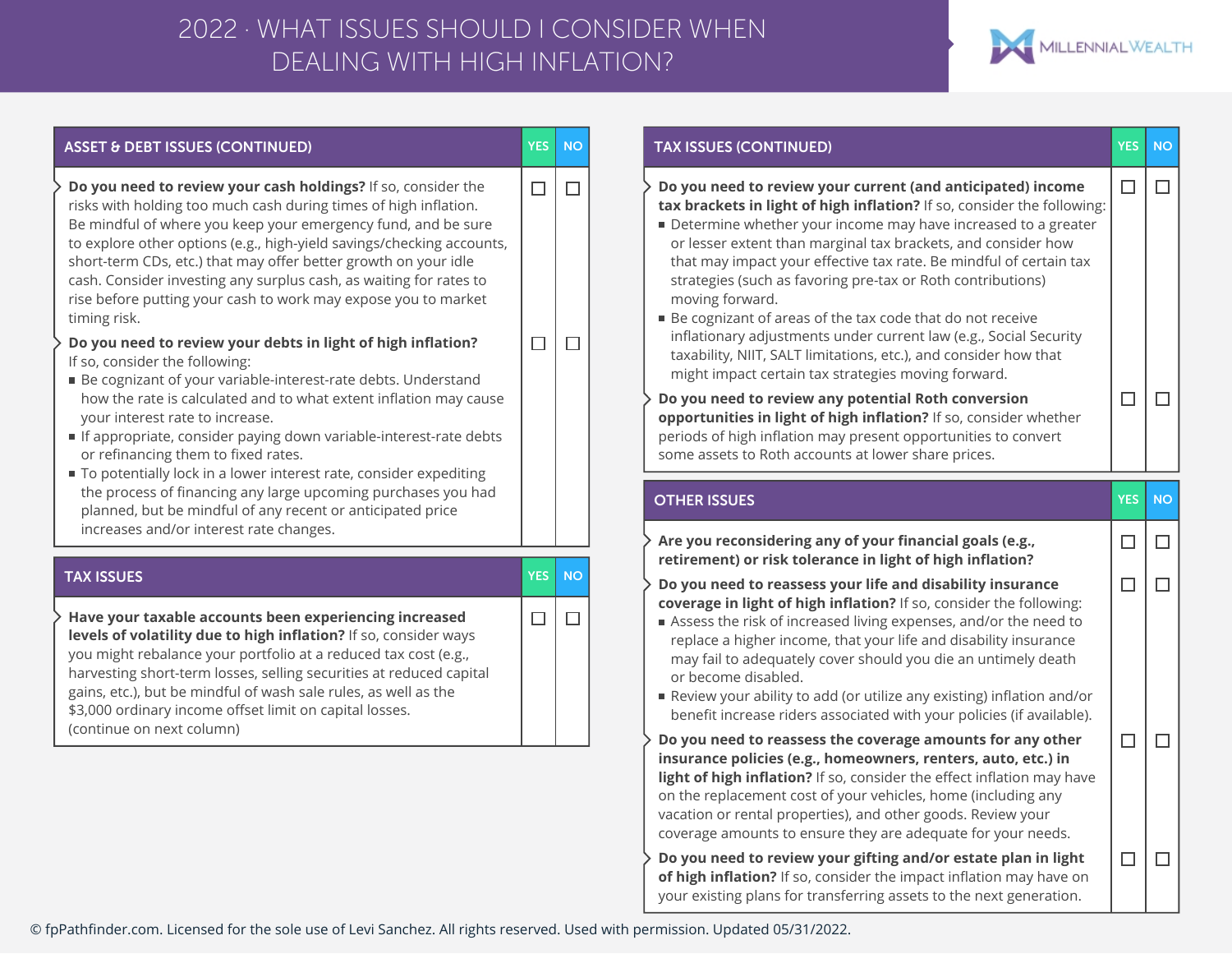# 2022 · WHAT ISSUES SHOULD I CONSIDER WHEN DEALING WITH HIGH INFLATION?

MILLENNIAL WEALTH

## ASSET & DEBT ISSUES (CONTINUED)

| ASSET & DEBT ISSUES (CONTINUED) | YES | NO |
|---|---|---|
| **Do you need to review your cash holdings?** If so, consider the risks with holding too much cash during times of high inflation. Be mindful of where you keep your emergency fund, and be sure to explore other options (e.g., high-yield savings/checking accounts, short-term CDs, etc.) that may offer better growth on your idle cash. Consider investing any surplus cash, as waiting for rates to rise before putting your cash to work may expose you to market timing risk. | ☐ | ☐ |
| **Do you need to review your debts in light of high inflation?** If so, consider the following:<br>▪ Be cognizant of your variable-interest-rate debts. Understand how the rate is calculated and to what extent inflation may cause your interest rate to increase.<br>▪ If appropriate, consider paying down variable-interest-rate debts or refinancing them to fixed rates.<br>▪ To potentially lock in a lower interest rate, consider expediting the process of financing any large upcoming purchases you had planned, but be mindful of any recent or anticipated price increases and/or interest rate changes. | ☐ | ☐ |

## TAX ISSUES

| TAX ISSUES | YES | NO |
|---|---|---|
| **Have your taxable accounts been experiencing increased levels of volatility due to high inflation?** If so, consider ways you might rebalance your portfolio at a reduced tax cost (e.g., harvesting short-term losses, selling securities at reduced capital gains, etc.), but be mindful of wash sale rules, as well as the $3,000 ordinary income offset limit on capital losses. (continue on next column) | ☐ | ☐ |

## TAX ISSUES (CONTINUED)

| TAX ISSUES (CONTINUED) | YES | NO |
|---|---|---|
| **Do you need to review your current (and anticipated) income tax brackets in light of high inflation?** If so, consider the following:<br>▪ Determine whether your income may have increased to a greater or lesser extent than marginal tax brackets, and consider how that may impact your effective tax rate. Be mindful of certain tax strategies (such as favoring pre-tax or Roth contributions) moving forward.<br>▪ Be cognizant of areas of the tax code that do not receive inflationary adjustments under current law (e.g., Social Security taxability, NIIT, SALT limitations, etc.), and consider how that might impact certain tax strategies moving forward. | ☐ | ☐ |
| **Do you need to review any potential Roth conversion opportunities in light of high inflation?** If so, consider whether periods of high inflation may present opportunities to convert some assets to Roth accounts at lower share prices. | ☐ | ☐ |

## OTHER ISSUES

| OTHER ISSUES | YES | NO |
|---|---|---|
| **Are you reconsidering any of your financial goals (e.g., retirement) or risk tolerance in light of high inflation?** | ☐ | ☐ |
| **Do you need to reassess your life and disability insurance coverage in light of high inflation?** If so, consider the following:<br>▪ Assess the risk of increased living expenses, and/or the need to replace a higher income, that your life and disability insurance may fail to adequately cover should you die an untimely death or become disabled.<br>▪ Review your ability to add (or utilize any existing) inflation and/or benefit increase riders associated with your policies (if available). | ☐ | ☐ |
| **Do you need to reassess the coverage amounts for any other insurance policies (e.g., homeowners, renters, auto, etc.) in light of high inflation?** If so, consider the effect inflation may have on the replacement cost of your vehicles, home (including any vacation or rental properties), and other goods. Review your coverage amounts to ensure they are adequate for your needs. | ☐ | ☐ |
| **Do you need to review your gifting and/or estate plan in light of high inflation?** If so, consider the impact inflation may have on your existing plans for transferring assets to the next generation. | ☐ | ☐ |

© fpPathfinder.com. Licensed for the sole use of Levi Sanchez. All rights reserved. Used with permission. Updated 05/31/2022.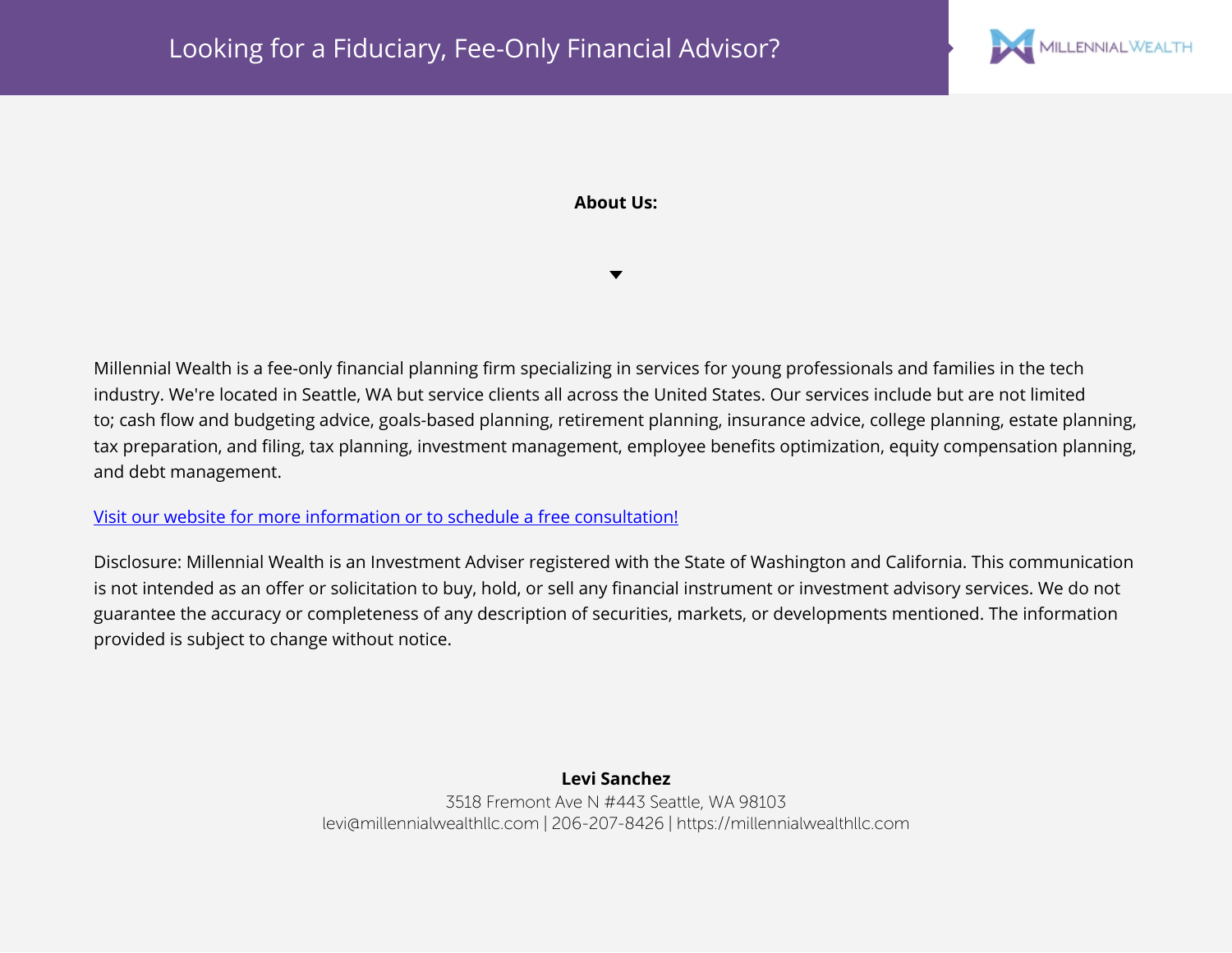Looking for a Fiduciary, Fee-Only Financial Advisor?

MILLENNIALWEALTH

**About Us:**

▼

Millennial Wealth is a fee-only financial planning firm specializing in services for young professionals and families in the tech industry. We're located in Seattle, WA but service clients all across the United States. Our services include but are not limited to; cash flow and budgeting advice, goals-based planning, retirement planning, insurance advice, college planning, estate planning, tax preparation, and filing, tax planning, investment management, employee benefits optimization, equity compensation planning, and debt management.

[Visit our website for more information or to schedule a free consultation!](https://millennialwealthllc.com)

Disclosure: Millennial Wealth is an Investment Adviser registered with the State of Washington and California. This communication is not intended as an offer or solicitation to buy, hold, or sell any financial instrument or investment advisory services. We do not guarantee the accuracy or completeness of any description of securities, markets, or developments mentioned. The information provided is subject to change without notice.

**Levi Sanchez**
3518 Fremont Ave N #443 Seattle, WA 98103
levi@millennialwealthllc.com | 206-207-8426 | https://millennialwealthllc.com